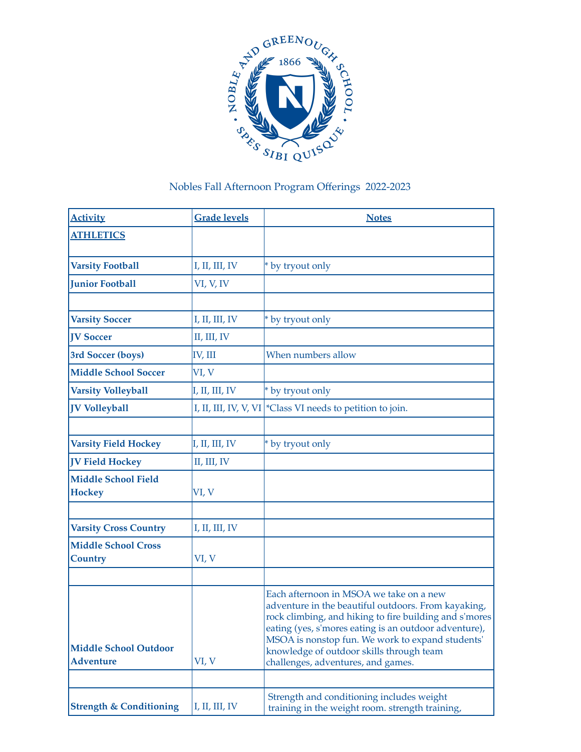Nobles Fall Afternoon Program Offerings 2022-2023

| Activity | Grade levels | Notes |
|---|---|---|
| **ATHLETICS** | | |
| **Varsity Football** | I, II, III, IV | * by tryout only |
| **Junior Football** | VI, V, IV | |
| | | |
| **Varsity Soccer** | I, II, III, IV | * by tryout only |
| **JV Soccer** | II, III, IV | |
| **3rd Soccer (boys)** | IV, III | When numbers allow |
| **Middle School Soccer** | VI, V | |
| **Varsity Volleyball** | I, II, III, IV | * by tryout only |
| **JV Volleyball** | I, II, III, IV, V, VI | *Class VI needs to petition to join. |
| | | |
| **Varsity Field Hockey** | I, II, III, IV | * by tryout only |
| **JV Field Hockey** | II, III, IV | |
| **Middle School Field Hockey** | VI, V | |
| | | |
| **Varsity Cross Country** | I, II, III, IV | |
| **Middle School Cross Country** | VI, V | |
| | | |
| **Middle School Outdoor Adventure** | VI, V | Each afternoon in MSOA we take on a new adventure in the beautiful outdoors. From kayaking, rock climbing, and hiking to fire building and s'mores eating (yes, s'mores eating is an outdoor adventure), MSOA is nonstop fun. We work to expand students' knowledge of outdoor skills through team challenges, adventures, and games. |
| | | |
| **Strength & Conditioning** | I, II, III, IV | Strength and conditioning includes weight training in the weight room. strength training, |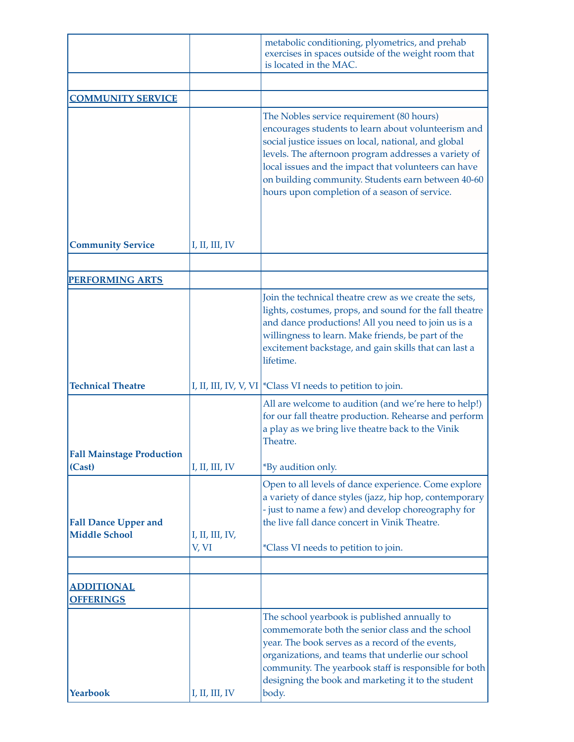| | | |
|---|---|---|
| | | metabolic conditioning, plyometrics, and prehab exercises in spaces outside of the weight room that is located in the MAC. |
| | | |
| **COMMUNITY SERVICE** | | |
| **Community Service** | I, II, III, IV | The Nobles service requirement (80 hours) encourages students to learn about volunteerism and social justice issues on local, national, and global levels. The afternoon program addresses a variety of local issues and the impact that volunteers can have on building community. Students earn between 40-60 hours upon completion of a season of service. |
| | | |
| **PERFORMING ARTS** | | |
| **Technical Theatre** | I, II, III, IV, V, VI | Join the technical theatre crew as we create the sets, lights, costumes, props, and sound for the fall theatre and dance productions! All you need to join us is a willingness to learn. Make friends, be part of the excitement backstage, and gain skills that can last a lifetime. <br><br> *Class VI needs to petition to join. |
| **Fall Mainstage Production (Cast)** | I, II, III, IV | All are welcome to audition (and we're here to help!) for our fall theatre production. Rehearse and perform a play as we bring live theatre back to the Vinik Theatre. <br><br> *By audition only. |
| **Fall Dance Upper and Middle School** | I, II, III, IV, V, VI | Open to all levels of dance experience. Come explore a variety of dance styles (jazz, hip hop, contemporary - just to name a few) and develop choreography for the live fall dance concert in Vinik Theatre. <br><br> *Class VI needs to petition to join. |
| | | |
| **ADDITIONAL OFFERINGS** | | |
| **Yearbook** | I, II, III, IV | The school yearbook is published annually to commemorate both the senior class and the school year. The book serves as a record of the events, organizations, and teams that underlie our school community. The yearbook staff is responsible for both designing the book and marketing it to the student body. |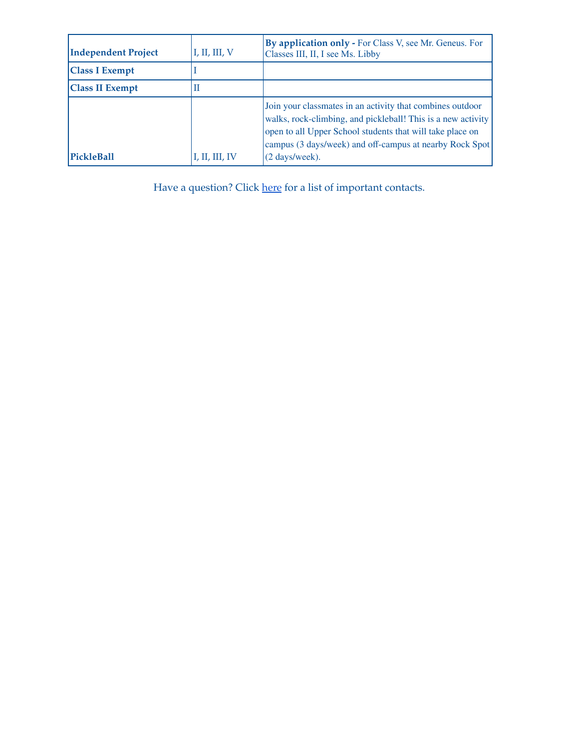| | | |
|---|---|---|
| **Independent Project** | I, II, III, V | **By application only -** For Class V, see Mr. Geneus. For Classes III, II, I see Ms. Libby |
| **Class I Exempt** | I | |
| **Class II Exempt** | II | |
| **PickleBall** | I, II, III, IV | Join your classmates in an activity that combines outdoor walks, rock-climbing, and pickleball! This is a new activity open to all Upper School students that will take place on campus (3 days/week) and off-campus at nearby Rock Spot (2 days/week). |

Have a question? Click here for a list of important contacts.